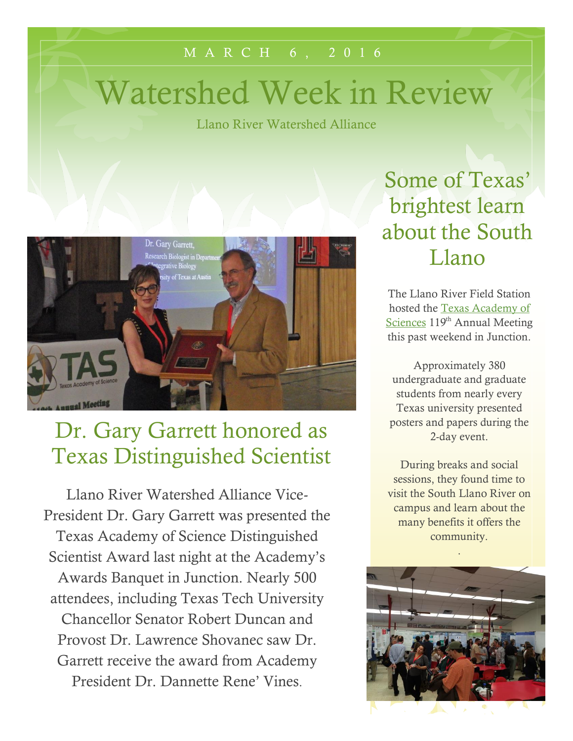MARCH 6, 2016

# Watershed Week in Review

Llano River Watershed Alliance

## Dr. Gary Garrett honored as Texas Distinguished Scientist

Llano River Watershed Alliance Vice-President Dr. Gary Garrett was presented the Texas Academy of Science Distinguished Scientist Award last night at the Academy's Awards Banquet in Junction. Nearly 500 attendees, including Texas Tech University Chancellor Senator Robert Duncan and Provost Dr. Lawrence Shovanec saw Dr. Garrett receive the award from Academy President Dr. Dannette Rene' Vines.

## Some of Texas' brightest learn about the South Llano

The Llano River Field Station hosted the Texas Academy of Sciences 119th Annual Meeting this past weekend in Junction.

Approximately 380 undergraduate and graduate students from nearly every Texas university presented posters and papers during the 2-day event.

During breaks and social sessions, they found time to visit the South Llano River on campus and learn about the many benefits it offers the community.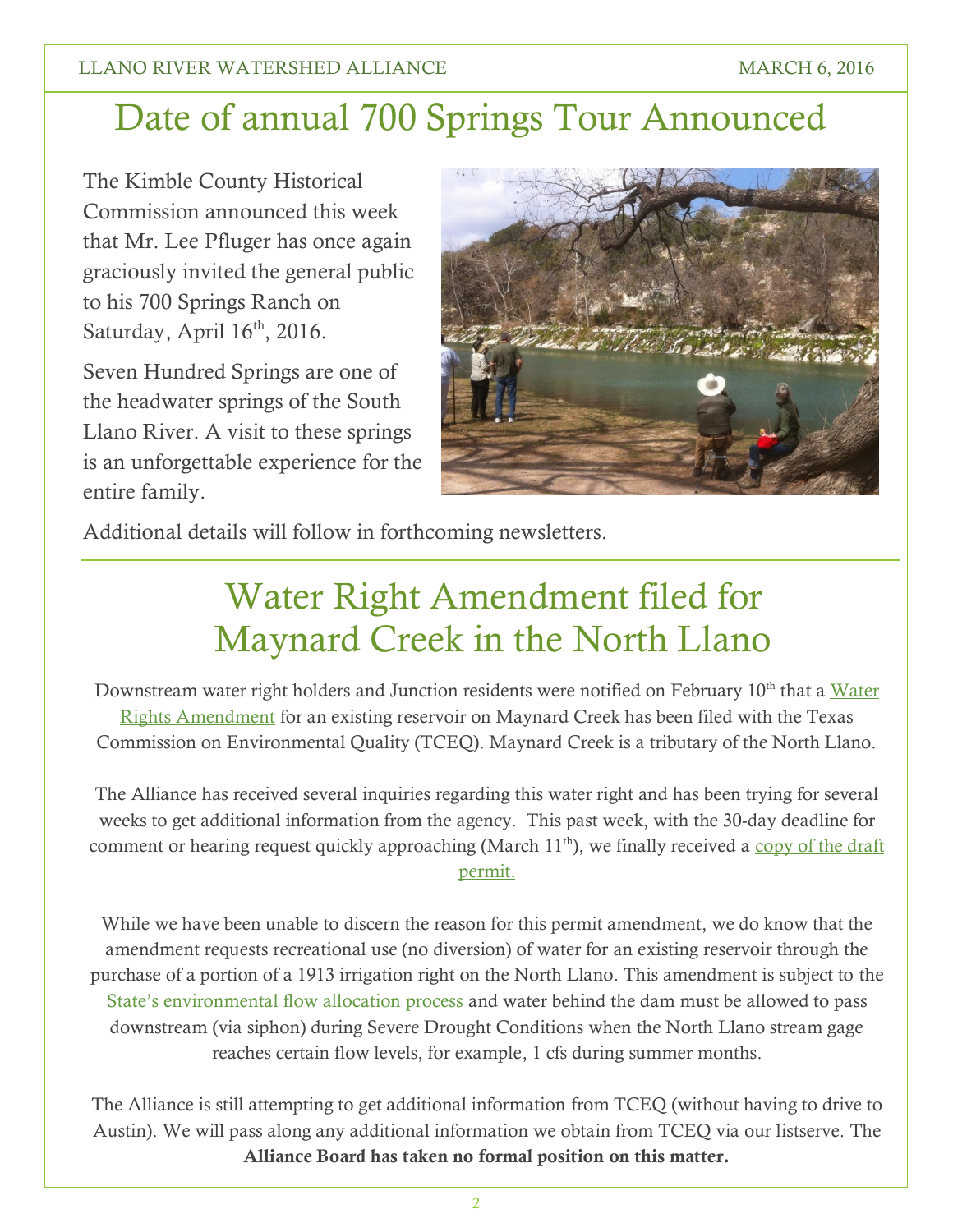# Date of annual 700 Springs Tour Announced

The Kimble County Historical Commission announced this week that Mr. Lee Pfluger has once again graciously invited the general public to his 700 Springs Ranch on Saturday, April 16th, 2016.

Seven Hundred Springs are one of the headwater springs of the South Llano River. A visit to these springs is an unforgettable experience for the entire family.

Additional details will follow in forthcoming newsletters.

# Water Right Amendment filed for Maynard Creek in the North Llano

Downstream water right holders and Junction residents were notified on February 10th that a Water Rights Amendment for an existing reservoir on Maynard Creek has been filed with the Texas Commission on Environmental Quality (TCEQ). Maynard Creek is a tributary of the North Llano.

The Alliance has received several inquiries regarding this water right and has been trying for several weeks to get additional information from the agency. This past week, with the 30-day deadline for comment or hearing request quickly approaching (March 11th), we finally received a copy of the draft permit.

While we have been unable to discern the reason for this permit amendment, we do know that the amendment requests recreational use (no diversion) of water for an existing reservoir through the purchase of a portion of a 1913 irrigation right on the North Llano. This amendment is subject to the State's environmental flow allocation process and water behind the dam must be allowed to pass downstream (via siphon) during Severe Drought Conditions when the North Llano stream gage reaches certain flow levels, for example, 1 cfs during summer months.

The Alliance is still attempting to get additional information from TCEQ (without having to drive to Austin). We will pass along any additional information we obtain from TCEQ via our listserve. The **Alliance Board has taken no formal position on this matter.**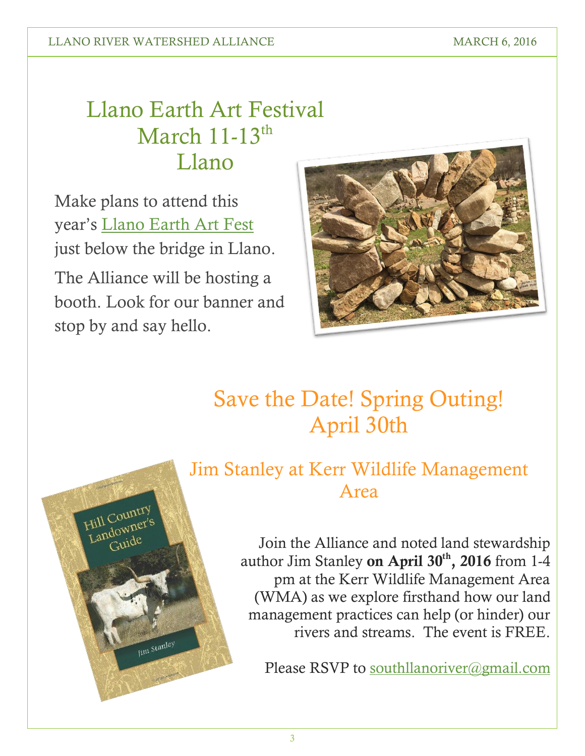# Llano Earth Art Festival March 11-13th Llano

Make plans to attend this year's Llano Earth Art Fest just below the bridge in Llano.

The Alliance will be hosting a booth. Look for our banner and stop by and say hello.

# Save the Date! Spring Outing! April 30th

## Jim Stanley at Kerr Wildlife Management Area

Join the Alliance and noted land stewardship author Jim Stanley **on April 30th, 2016** from 1-4 pm at the Kerr Wildlife Management Area (WMA) as we explore firsthand how our land management practices can help (or hinder) our rivers and streams. The event is FREE.

Please RSVP to southllanoriver@gmail.com